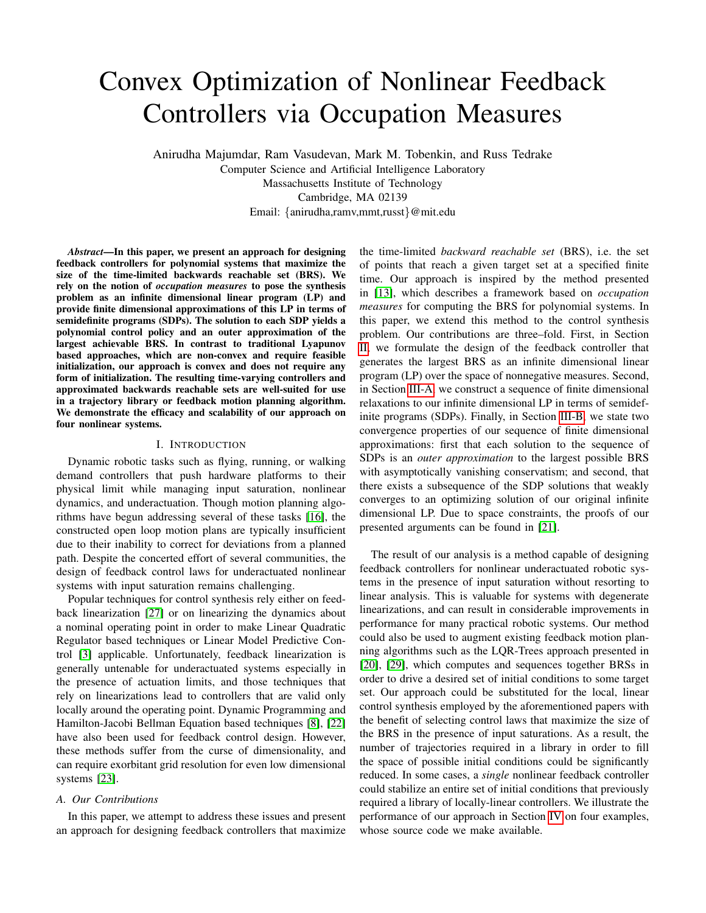# Convex Optimization of Nonlinear Feedback Controllers via Occupation Measures

Anirudha Majumdar, Ram Vasudevan, Mark M. Tobenkin, and Russ Tedrake
Computer Science and Artificial Intelligence Laboratory
Massachusetts Institute of Technology
Cambridge, MA 02139
Email: {anirudha,ramv,mmt,russt}@mit.edu

***Abstract*—In this paper, we present an approach for designing feedback controllers for polynomial systems that maximize the size of the time-limited backwards reachable set (BRS). We rely on the notion of *occupation measures* to pose the synthesis problem as an infinite dimensional linear program (LP) and provide finite dimensional approximations of this LP in terms of semidefinite programs (SDPs). The solution to each SDP yields a polynomial control policy and an outer approximation of the largest achievable BRS. In contrast to traditional Lyapunov based approaches, which are non-convex and require feasible initialization, our approach is convex and does not require any form of initialization. The resulting time-varying controllers and approximated backwards reachable sets are well-suited for use in a trajectory library or feedback motion planning algorithm. We demonstrate the efficacy and scalability of our approach on four nonlinear systems.**

## I. Introduction

Dynamic robotic tasks such as flying, running, or walking demand controllers that push hardware platforms to their physical limit while managing input saturation, nonlinear dynamics, and underactuation. Though motion planning algorithms have begun addressing several of these tasks [16], the constructed open loop motion plans are typically insufficient due to their inability to correct for deviations from a planned path. Despite the concerted effort of several communities, the design of feedback control laws for underactuated nonlinear systems with input saturation remains challenging.

Popular techniques for control synthesis rely either on feedback linearization [27] or on linearizing the dynamics about a nominal operating point in order to make Linear Quadratic Regulator based techniques or Linear Model Predictive Control [3] applicable. Unfortunately, feedback linearization is generally untenable for underactuated systems especially in the presence of actuation limits, and those techniques that rely on linearizations lead to controllers that are valid only locally around the operating point. Dynamic Programming and Hamilton-Jacobi Bellman Equation based techniques [8], [22] have also been used for feedback control design. However, these methods suffer from the curse of dimensionality, and can require exorbitant grid resolution for even low dimensional systems [23].

### A. Our Contributions

In this paper, we attempt to address these issues and present an approach for designing feedback controllers that maximize the time-limited *backward reachable set* (BRS), i.e. the set of points that reach a given target set at a specified finite time. Our approach is inspired by the method presented in [13], which describes a framework based on *occupation measures* for computing the BRS for polynomial systems. In this paper, we extend this method to the control synthesis problem. Our contributions are three–fold. First, in Section II, we formulate the design of the feedback controller that generates the largest BRS as an infinite dimensional linear program (LP) over the space of nonnegative measures. Second, in Section III-A, we construct a sequence of finite dimensional relaxations to our infinite dimensional LP in terms of semidefinite programs (SDPs). Finally, in Section III-B, we state two convergence properties of our sequence of finite dimensional approximations: first that each solution to the sequence of SDPs is an *outer approximation* to the largest possible BRS with asymptotically vanishing conservatism; and second, that there exists a subsequence of the SDP solutions that weakly converges to an optimizing solution of our original infinite dimensional LP. Due to space constraints, the proofs of our presented arguments can be found in [21].

The result of our analysis is a method capable of designing feedback controllers for nonlinear underactuated robotic systems in the presence of input saturation without resorting to linear analysis. This is valuable for systems with degenerate linearizations, and can result in considerable improvements in performance for many practical robotic systems. Our method could also be used to augment existing feedback motion planning algorithms such as the LQR-Trees approach presented in [20], [29], which computes and sequences together BRSs in order to drive a desired set of initial conditions to some target set. Our approach could be substituted for the local, linear control synthesis employed by the aforementioned papers with the benefit of selecting control laws that maximize the size of the BRS in the presence of input saturations. As a result, the number of trajectories required in a library in order to fill the space of possible initial conditions could be significantly reduced. In some cases, a *single* nonlinear feedback controller could stabilize an entire set of initial conditions that previously required a library of locally-linear controllers. We illustrate the performance of our approach in Section IV on four examples, whose source code we make available.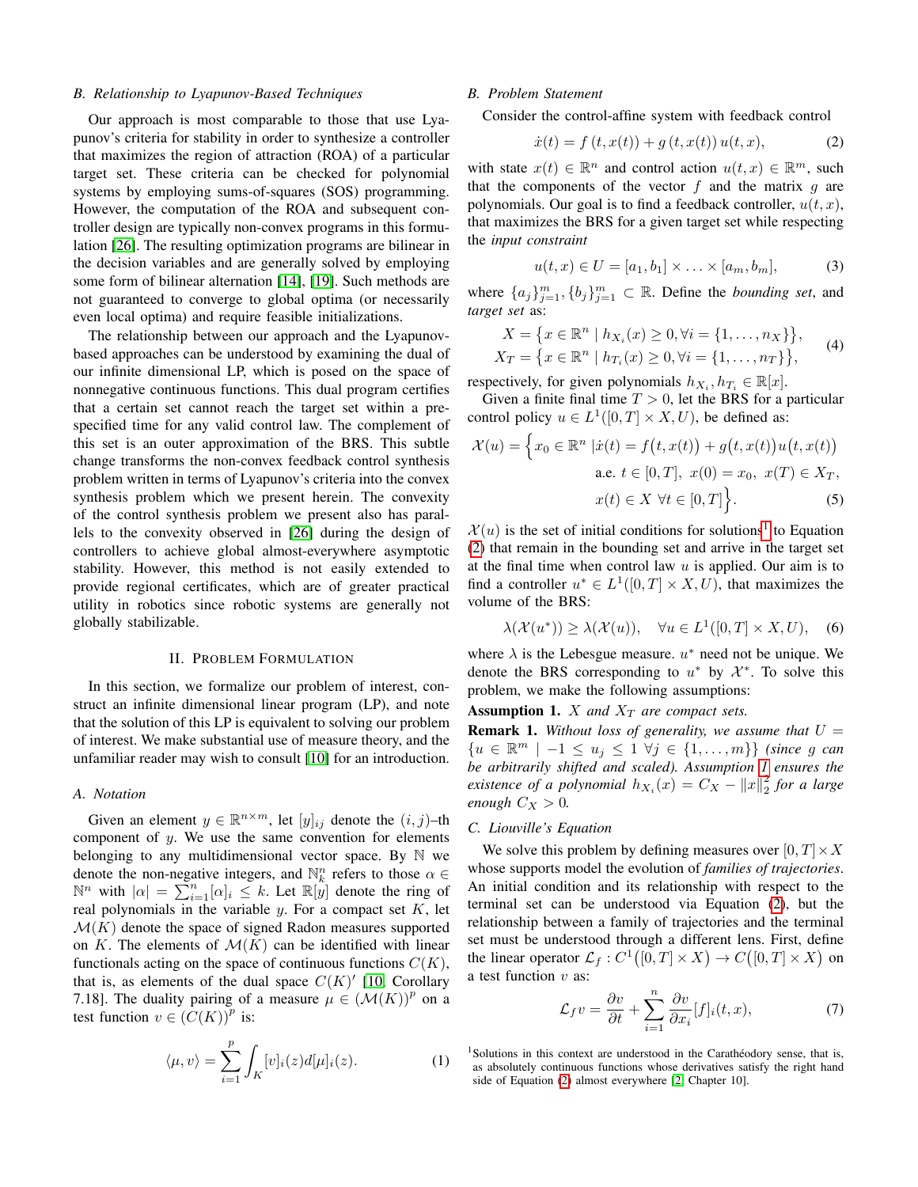### B. Relationship to Lyapunov-Based Techniques

Our approach is most comparable to those that use Lyapunov's criteria for stability in order to synthesize a controller that maximizes the region of attraction (ROA) of a particular target set. These criteria can be checked for polynomial systems by employing sums-of-squares (SOS) programming. However, the computation of the ROA and subsequent controller design are typically non-convex programs in this formulation [26]. The resulting optimization programs are bilinear in the decision variables and are generally solved by employing some form of bilinear alternation [14], [19]. Such methods are not guaranteed to converge to global optima (or necessarily even local optima) and require feasible initializations.

The relationship between our approach and the Lyapunov-based approaches can be understood by examining the dual of our infinite dimensional LP, which is posed on the space of nonnegative continuous functions. This dual program certifies that a certain set cannot reach the target set within a pre-specified time for any valid control law. The complement of this set is an outer approximation of the BRS. This subtle change transforms the non-convex feedback control synthesis problem written in terms of Lyapunov's criteria into the convex synthesis problem which we present herein. The convexity of the control synthesis problem we present also has parallels to the convexity observed in [26] during the design of controllers to achieve global almost-everywhere asymptotic stability. However, this method is not easily extended to provide regional certificates, which are of greater practical utility in robotics since robotic systems are generally not globally stabilizable.

## II. Problem Formulation

In this section, we formalize our problem of interest, construct an infinite dimensional linear program (LP), and note that the solution of this LP is equivalent to solving our problem of interest. We make substantial use of measure theory, and the unfamiliar reader may wish to consult [10] for an introduction.

### A. Notation

Given an element $y \in \mathbb{R}^{n\times m}$, let $[y]_{ij}$ denote the $(i,j)$–th component of $y$. We use the same convention for elements belonging to any multidimensional vector space. By $\mathbb{N}$ we denote the non-negative integers, and $\mathbb{N}^n_k$ refers to those $\alpha \in \mathbb{N}^n$ with $|\alpha| = \sum_{i=1}^n [\alpha]_i \leq k$. Let $\mathbb{R}[y]$ denote the ring of real polynomials in the variable $y$. For a compact set $K$, let $\mathcal{M}(K)$ denote the space of signed Radon measures supported on $K$. The elements of $\mathcal{M}(K)$ can be identified with linear functionals acting on the space of continuous functions $C(K)$, that is, as elements of the dual space $C(K)'$ [10, Corollary 7.18]. The duality pairing of a measure $\mu \in (\mathcal{M}(K))^p$ on a test function $v \in (C(K))^p$ is:

$$\langle \mu, v\rangle = \sum_{i=1}^p \int_K [v]_i(z) d[\mu]_i(z). \tag{1}$$

### B. Problem Statement

Consider the control-affine system with feedback control

$$\dot{x}(t) = f(t, x(t)) + g(t, x(t))\, u(t, x), \tag{2}$$

with state $x(t) \in \mathbb{R}^n$ and control action $u(t,x) \in \mathbb{R}^m$, such that the components of the vector $f$ and the matrix $g$ are polynomials. Our goal is to find a feedback controller, $u(t,x)$, that maximizes the BRS for a given target set while respecting the *input constraint*

$$u(t,x) \in U = [a_1, b_1] \times \ldots \times [a_m, b_m], \tag{3}$$

where $\{a_j\}_{j=1}^m, \{b_j\}_{j=1}^m \subset \mathbb{R}$. Define the *bounding set*, and *target set* as:

$$\begin{aligned} X &= \left\{x \in \mathbb{R}^n \mid h_{X_i}(x) \geq 0, \forall i = \{1, \ldots, n_X\}\right\}, \\ X_T &= \left\{x \in \mathbb{R}^n \mid h_{T_i}(x) \geq 0, \forall i = \{1, \ldots, n_T\}\right\}, \end{aligned} \tag{4}$$

respectively, for given polynomials $h_{X_i}, h_{T_i} \in \mathbb{R}[x]$.

Given a finite final time $T > 0$, let the BRS for a particular control policy $u \in L^1([0,T] \times X, U)$, be defined as:

$$\begin{aligned} \mathcal{X}(u) = \Big\{ x_0 \in \mathbb{R}^n \;|\; &\dot{x}(t) = f\big(t, x(t)\big) + g\big(t, x(t)\big) u\big(t, x(t)\big) \\ &\text{a.e. } t \in [0,T],\ x(0) = x_0,\ x(T) \in X_T, \\ &x(t) \in X\ \forall t \in [0,T] \Big\}. \end{aligned} \tag{5}$$

$\mathcal{X}(u)$ is the set of initial conditions for solutions[1] to Equation (2) that remain in the bounding set and arrive in the target set at the final time when control law $u$ is applied. Our aim is to find a controller $u^* \in L^1([0,T] \times X, U)$, that maximizes the volume of the BRS:

$$\lambda(\mathcal{X}(u^*)) \geq \lambda(\mathcal{X}(u)), \quad \forall u \in L^1([0,T] \times X, U), \tag{6}$$

where $\lambda$ is the Lebesgue measure. $u^*$ need not be unique. We denote the BRS corresponding to $u^*$ by $\mathcal{X}^*$. To solve this problem, we make the following assumptions:

**Assumption 1.** *$X$ and $X_T$ are compact sets.*

**Remark 1.** *Without loss of generality, we assume that $U = \{u \in \mathbb{R}^m \mid -1 \leq u_j \leq 1\ \forall j \in \{1, \ldots, m\}\}$ (since $g$ can be arbitrarily shifted and scaled). Assumption 1 ensures the existence of a polynomial $h_{X_i}(x) = C_X - \|x\|_2^2$ for a large enough $C_X > 0$.*

### C. Liouville's Equation

We solve this problem by defining measures over $[0,T] \times X$ whose supports model the evolution of *families of trajectories*. An initial condition and its relationship with respect to the terminal set can be understood via Equation (2), but the relationship between a family of trajectories and the terminal set must be understood through a different lens. First, define the linear operator $\mathcal{L}_f : C^1\big([0,T] \times X\big) \to C\big([0,T] \times X\big)$ on a test function $v$ as:

$$\mathcal{L}_f v = \frac{\partial v}{\partial t} + \sum_{i=1}^n \frac{\partial v}{\partial x_i} [f]_i(t,x), \tag{7}$$

[1] Solutions in this context are understood in the Carathéodory sense, that is, as absolutely continuous functions whose derivatives satisfy the right hand side of Equation (2) almost everywhere [2, Chapter 10].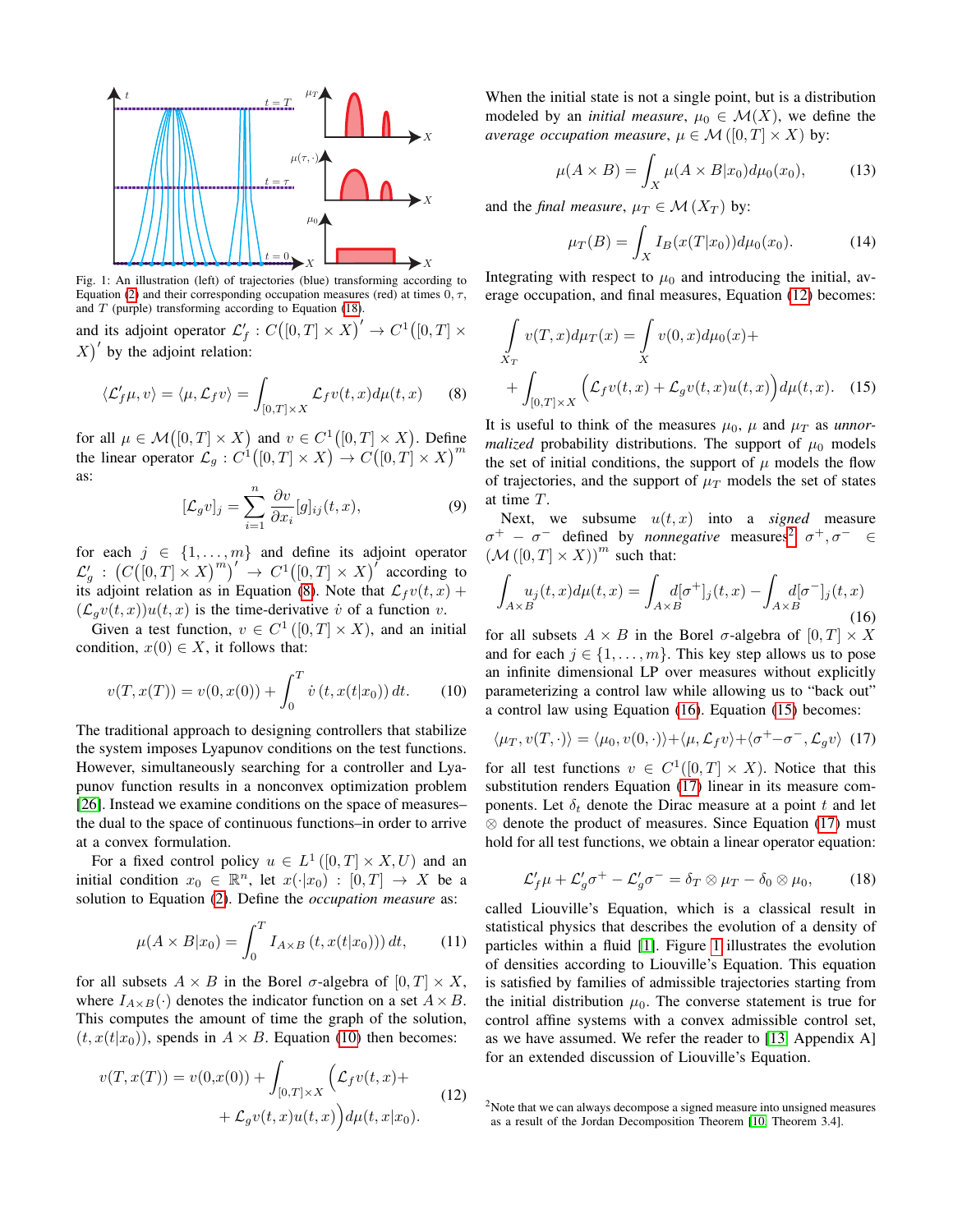Fig. 1: An illustration (left) of trajectories (blue) transforming according to Equation (2) and their corresponding occupation measures (red) at times $0, \tau$, and $T$ (purple) transforming according to Equation (18).

and its adjoint operator $\mathcal{L}_f' : C\big([0,T] \times X\big)' \to C^1\big([0,T] \times X\big)'$ by the adjoint relation:

$$\langle \mathcal{L}_f' \mu, v \rangle = \langle \mu, \mathcal{L}_f v \rangle = \int_{[0,T]\times X} \mathcal{L}_f v(t,x) d\mu(t,x) \tag{8}$$

for all $\mu \in \mathcal{M}\big([0,T] \times X\big)$ and $v \in C^1\big([0,T] \times X\big)$. Define the linear operator $\mathcal{L}_g : C^1\big([0,T] \times X\big) \to C\big([0,T] \times X\big)^m$ as:

$$[\mathcal{L}_g v]_j = \sum_{i=1}^n \frac{\partial v}{\partial x_i} [g]_{ij}(t,x), \tag{9}$$

for each $j \in \{1, \ldots, m\}$ and define its adjoint operator $\mathcal{L}_g' : \big(C\big([0,T] \times X\big)^m\big)' \to C^1\big([0,T] \times X\big)'$ according to its adjoint relation as in Equation (8). Note that $\mathcal{L}_f v(t,x) + (\mathcal{L}_g v(t,x)) u(t,x)$ is the time-derivative $\dot{v}$ of a function $v$.

Given a test function, $v \in C^1\left([0,T] \times X\right)$, and an initial condition, $x(0) \in X$, it follows that:

$$v(T, x(T)) = v(0, x(0)) + \int_0^T \dot{v}\left(t, x(t|x_0)\right) dt. \tag{10}$$

The traditional approach to designing controllers that stabilize the system imposes Lyapunov conditions on the test functions. However, simultaneously searching for a controller and Lyapunov function results in a nonconvex optimization problem [26]. Instead we examine conditions on the space of measures–the dual to the space of continuous functions–in order to arrive at a convex formulation.

For a fixed control policy $u \in L^1\left([0,T] \times X, U\right)$ and an initial condition $x_0 \in \mathbb{R}^n$, let $x(\cdot|x_0) : [0,T] \to X$ be a solution to Equation (2). Define the *occupation measure* as:

$$\mu(A \times B | x_0) = \int_0^T I_{A \times B}\left(t, x(t|x_0)\right) dt, \tag{11}$$

for all subsets $A \times B$ in the Borel $\sigma$-algebra of $[0,T] \times X$, where $I_{A\times B}(\cdot)$ denotes the indicator function on a set $A \times B$. This computes the amount of time the graph of the solution, $(t, x(t|x_0))$, spends in $A \times B$. Equation (10) then becomes:

$$v(T, x(T)) = v(0,x(0)) + \int_{[0,T]\times X} \Big(\mathcal{L}_f v(t,x) + \mathcal{L}_g v(t,x) u(t,x)\Big) d\mu(t, x|x_0). \tag{12}$$

When the initial state is not a single point, but is a distribution modeled by an *initial measure*, $\mu_0 \in \mathcal{M}(X)$, we define the *average occupation measure*, $\mu \in \mathcal{M}\left([0,T] \times X\right)$ by:

$$\mu(A \times B) = \int_X \mu(A \times B | x_0) d\mu_0(x_0), \tag{13}$$

and the *final measure*, $\mu_T \in \mathcal{M}\left(X_T\right)$ by:

$$\mu_T(B) = \int_X I_B(x(T|x_0)) d\mu_0(x_0). \tag{14}$$

Integrating with respect to $\mu_0$ and introducing the initial, average occupation, and final measures, Equation (12) becomes:

$$\int_{X_T} v(T,x) d\mu_T(x) = \int_X v(0,x) d\mu_0(x) + \int_{[0,T]\times X} \Big(\mathcal{L}_f v(t,x) + \mathcal{L}_g v(t,x) u(t,x)\Big) d\mu(t,x). \tag{15}$$

It is useful to think of the measures $\mu_0$, $\mu$ and $\mu_T$ as *unnormalized* probability distributions. The support of $\mu_0$ models the set of initial conditions, the support of $\mu$ models the flow of trajectories, and the support of $\mu_T$ models the set of states at time $T$.

Next, we subsume $u(t,x)$ into a *signed* measure $\sigma^+ - \sigma^-$ defined by *nonnegative* measures[2] $\sigma^+, \sigma^- \in \left(\mathcal{M}\left([0,T] \times X\right)\right)^m$ such that:

$$\int_{A\times B} u_j(t,x) d\mu(t,x) = \int_{A\times B} d[\sigma^+]_j(t,x) - \int_{A\times B} d[\sigma^-]_j(t,x) \tag{16}$$

for all subsets $A \times B$ in the Borel $\sigma$-algebra of $[0,T] \times X$ and for each $j \in \{1, \ldots, m\}$. This key step allows us to pose an infinite dimensional LP over measures without explicitly parameterizing a control law while allowing us to "back out" a control law using Equation (16). Equation (15) becomes:

$$\langle \mu_T, v(T, \cdot) \rangle = \langle \mu_0, v(0, \cdot) \rangle + \langle \mu, \mathcal{L}_f v \rangle + \langle \sigma^+ - \sigma^-, \mathcal{L}_g v \rangle \tag{17}$$

for all test functions $v \in C^1([0,T] \times X)$. Notice that this substitution renders Equation (17) linear in its measure components. Let $\delta_t$ denote the Dirac measure at a point $t$ and let $\otimes$ denote the product of measures. Since Equation (17) must hold for all test functions, we obtain a linear operator equation:

$$\mathcal{L}_f' \mu + \mathcal{L}_g' \sigma^+ - \mathcal{L}_g' \sigma^- = \delta_T \otimes \mu_T - \delta_0 \otimes \mu_0, \tag{18}$$

called Liouville's Equation, which is a classical result in statistical physics that describes the evolution of a density of particles within a fluid [1]. Figure 1 illustrates the evolution of densities according to Liouville's Equation. This equation is satisfied by families of admissible trajectories starting from the initial distribution $\mu_0$. The converse statement is true for control affine systems with a convex admissible control set, as we have assumed. We refer the reader to [13, Appendix A] for an extended discussion of Liouville's Equation.

[2]Note that we can always decompose a signed measure into unsigned measures as a result of the Jordan Decomposition Theorem [10, Theorem 3.4].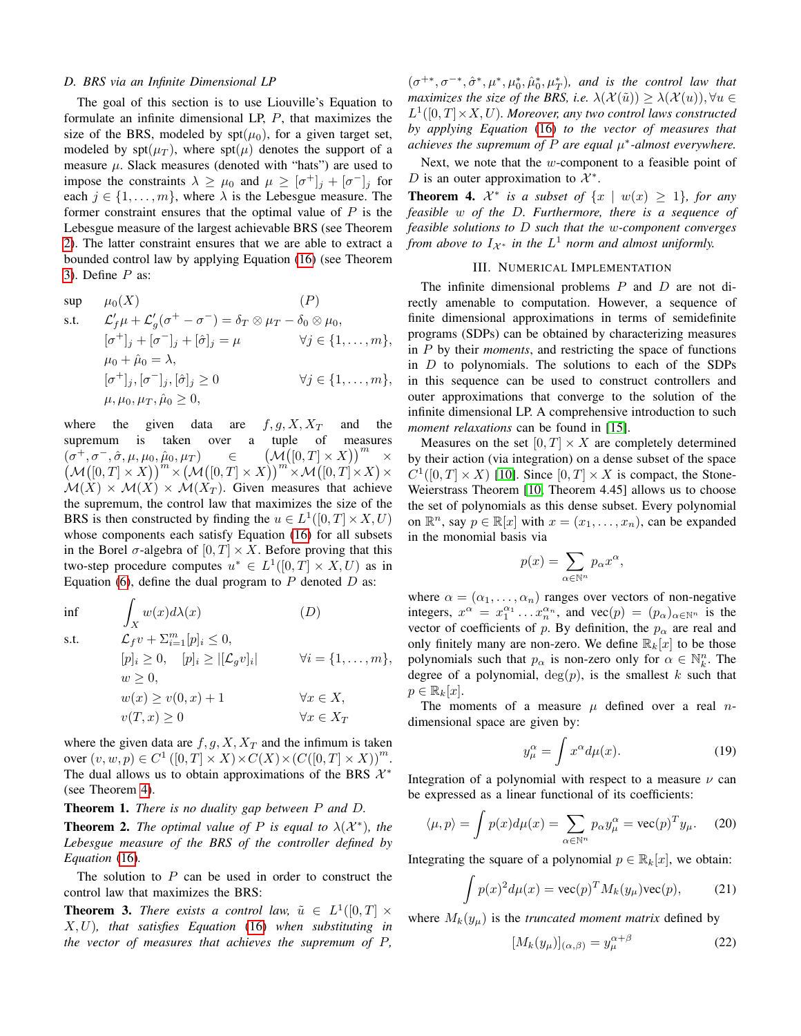### D. BRS via an Infinite Dimensional LP

The goal of this section is to use Liouville's Equation to formulate an infinite dimensional LP, $P$, that maximizes the size of the BRS, modeled by $\text{spt}(\mu_0)$, for a given target set, modeled by $\text{spt}(\mu_T)$, where $\text{spt}(\mu)$ denotes the support of a measure $\mu$. Slack measures (denoted with "hats") are used to impose the constraints $\lambda \geq \mu_0$ and $\mu \geq [\sigma^+]_j + [\sigma^-]_j$ for each $j \in \{1, \ldots, m\}$, where $\lambda$ is the Lebesgue measure. The former constraint ensures that the optimal value of $P$ is the Lebesgue measure of the largest achievable BRS (see Theorem 2). The latter constraint ensures that we are able to extract a bounded control law by applying Equation (16) (see Theorem 3). Define $P$ as:

$$
\begin{aligned}
\sup \quad & \mu_0(X) && (P)\\
\text{s.t.} \quad & \mathcal{L}_f'\mu + \mathcal{L}_g'(\sigma^+ - \sigma^-) = \delta_T \otimes \mu_T - \delta_0 \otimes \mu_0, \\
& [\sigma^+]_j + [\sigma^-]_j + [\hat{\sigma}]_j = \mu && \forall j \in \{1, \ldots, m\}, \\
& \mu_0 + \hat{\mu}_0 = \lambda, \\
& [\sigma^+]_j, [\sigma^-]_j, [\hat{\sigma}]_j \geq 0 && \forall j \in \{1, \ldots, m\}, \\
& \mu, \mu_0, \mu_T, \hat{\mu}_0 \geq 0,
\end{aligned}
$$

where the given data are $f, g, X, X_T$ and the supremum is taken over a tuple of measures $(\sigma^+, \sigma^-, \hat{\sigma}, \mu, \mu_0, \hat{\mu}_0, \mu_T) \in \left(\mathcal{M}([0,T] \times X)\right)^m \times \left(\mathcal{M}([0,T] \times X)\right)^m \times \left(\mathcal{M}([0,T] \times X)\right)^m \times \mathcal{M}([0,T] \times X) \times \mathcal{M}(X) \times \mathcal{M}(X) \times \mathcal{M}(X_T)$. Given measures that achieve the supremum, the control law that maximizes the size of the BRS is then constructed by finding the $u \in L^1([0,T] \times X, U)$ whose components each satisfy Equation (16) for all subsets in the Borel $\sigma$-algebra of $[0,T] \times X$. Before proving that this two-step procedure computes $u^* \in L^1([0,T] \times X, U)$ as in Equation (6), define the dual program to $P$ denoted $D$ as:

$$
\begin{aligned}
\inf \quad & \int_X w(x) d\lambda(x) && (D)\\
\text{s.t.} \quad & \mathcal{L}_f v + \Sigma_{i=1}^m [p]_i \leq 0, \\
& [p]_i \geq 0, \quad [p]_i \geq |[\mathcal{L}_g v]_i| && \forall i = \{1, \ldots, m\}, \\
& w \geq 0, \\
& w(x) \geq v(0,x) + 1 && \forall x \in X, \\
& v(T,x) \geq 0 && \forall x \in X_T
\end{aligned}
$$

where the given data are $f, g, X, X_T$ and the infimum is taken over $(v, w, p) \in C^1([0,T] \times X) \times C(X) \times \left(C([0,T] \times X)\right)^m$. The dual allows us to obtain approximations of the BRS $\mathcal{X}^*$ (see Theorem 4).

**Theorem 1.** *There is no duality gap between $P$ and $D$.*

**Theorem 2.** *The optimal value of $P$ is equal to $\lambda(\mathcal{X}^*)$, the Lebesgue measure of the BRS of the controller defined by Equation (16).*

The solution to $P$ can be used in order to construct the control law that maximizes the BRS:

**Theorem 3.** *There exists a control law, $\tilde{u} \in L^1([0,T] \times X, U)$, that satisfies Equation (16) when substituting in the vector of measures that achieves the supremum of $P$, $(\sigma^{+*}, \sigma^{-*}, \hat{\sigma}^*, \mu^*, \mu_0^*, \hat{\mu}_0^*, \mu_T^*)$, and is the control law that maximizes the size of the BRS, i.e. $\lambda(\mathcal{X}(\tilde{u})) \geq \lambda(\mathcal{X}(u)), \forall u \in L^1([0,T] \times X, U)$. Moreover, any two control laws constructed by applying Equation (16) to the vector of measures that achieves the supremum of $P$ are equal $\mu^*$-almost everywhere.*

Next, we note that the $w$-component to a feasible point of $D$ is an outer approximation to $\mathcal{X}^*$.

**Theorem 4.** *$\mathcal{X}^*$ is a subset of $\{x \mid w(x) \geq 1\}$, for any feasible $w$ of the $D$. Furthermore, there is a sequence of feasible solutions to $D$ such that the $w$-component converges from above to $I_{\mathcal{X}^*}$ in the $L^1$ norm and almost uniformly.*

## III. Numerical Implementation

The infinite dimensional problems $P$ and $D$ are not directly amenable to computation. However, a sequence of finite dimensional approximations in terms of semidefinite programs (SDPs) can be obtained by characterizing measures in $P$ by their *moments*, and restricting the space of functions in $D$ to polynomials. The solutions to each of the SDPs in this sequence can be used to construct controllers and outer approximations that converge to the solution of the infinite dimensional LP. A comprehensive introduction to such *moment relaxations* can be found in [15].

Measures on the set $[0,T] \times X$ are completely determined by their action (via integration) on a dense subset of the space $C^1([0,T] \times X)$ [10]. Since $[0,T] \times X$ is compact, the Stone-Weierstrass Theorem [10, Theorem 4.45] allows us to choose the set of polynomials as this dense subset. Every polynomial on $\mathbb{R}^n$, say $p \in \mathbb{R}[x]$ with $x = (x_1, \ldots, x_n)$, can be expanded in the monomial basis via

$$
p(x) = \sum_{\alpha \in \mathbb{N}^n} p_\alpha x^\alpha,
$$

where $\alpha = (\alpha_1, \ldots, \alpha_n)$ ranges over vectors of non-negative integers, $x^\alpha = x_1^{\alpha_1} \ldots x_n^{\alpha_n}$, and $\text{vec}(p) = (p_\alpha)_{\alpha \in \mathbb{N}^n}$ is the vector of coefficients of $p$. By definition, the $p_\alpha$ are real and only finitely many are non-zero. We define $\mathbb{R}_k[x]$ to be those polynomials such that $p_\alpha$ is non-zero only for $\alpha \in \mathbb{N}_k^n$. The degree of a polynomial, $\deg(p)$, is the smallest $k$ such that $p \in \mathbb{R}_k[x]$.

The moments of a measure $\mu$ defined over a real $n$-dimensional space are given by:

$$
y_\mu^\alpha = \int x^\alpha d\mu(x). \tag{19}
$$

Integration of a polynomial with respect to a measure $\nu$ can be expressed as a linear functional of its coefficients:

$$
\langle \mu, p \rangle = \int p(x) d\mu(x) = \sum_{\alpha \in \mathbb{N}^n} p_\alpha y_\mu^\alpha = \text{vec}(p)^T y_\mu. \tag{20}
$$

Integrating the square of a polynomial $p \in \mathbb{R}_k[x]$, we obtain:

$$
\int p(x)^2 d\mu(x) = \text{vec}(p)^T M_k(y_\mu) \text{vec}(p), \tag{21}
$$

where $M_k(y_\mu)$ is the *truncated moment matrix* defined by

$$
[M_k(y_\mu)]_{(\alpha,\beta)} = y_\mu^{\alpha+\beta} \tag{22}
$$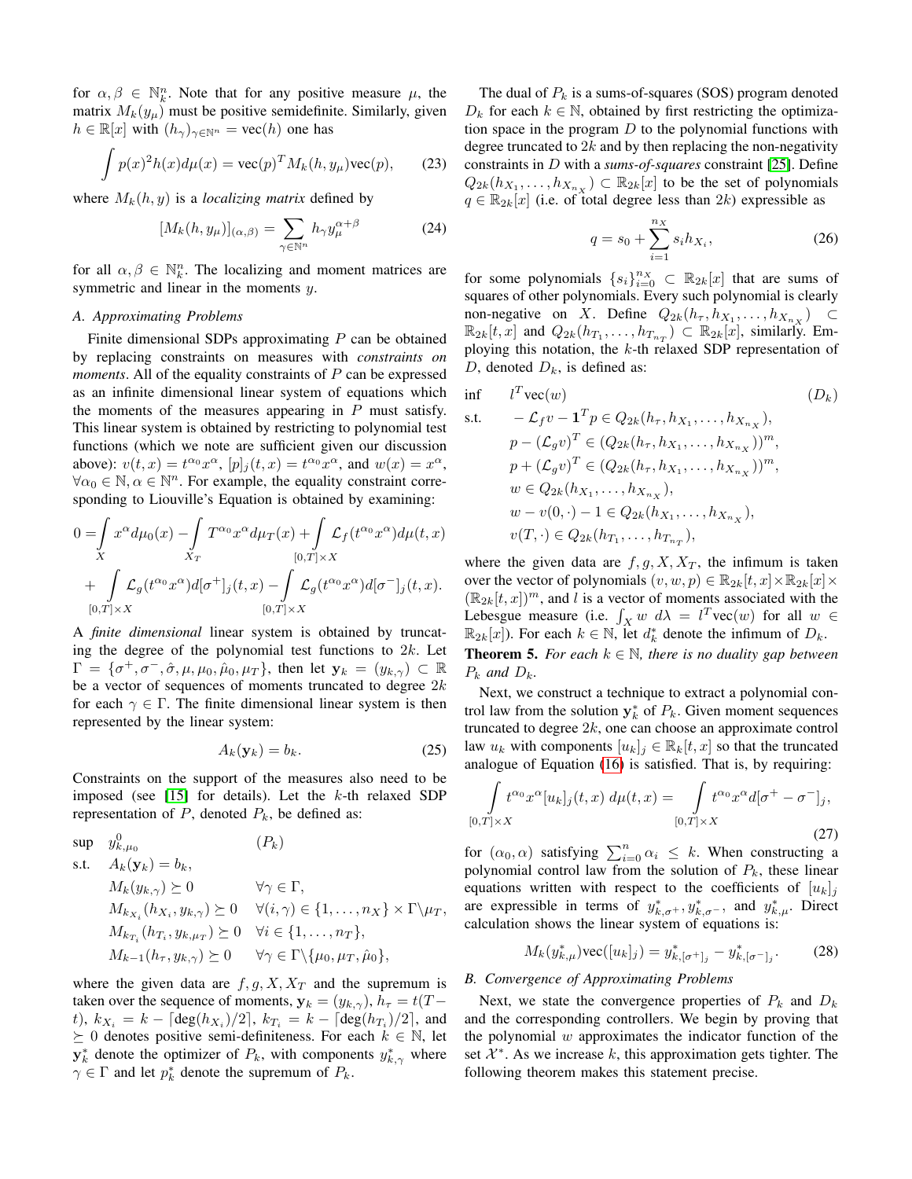for $\alpha, \beta \in \mathbb{N}^n_k$. Note that for any positive measure $\mu$, the matrix $M_k(y_\mu)$ must be positive semidefinite. Similarly, given $h \in \mathbb{R}[x]$ with $(h_\gamma)_{\gamma \in \mathbb{N}^n} = \text{vec}(h)$ one has

$$\int p(x)^2 h(x) d\mu(x) = \text{vec}(p)^T M_k(h, y_\mu) \text{vec}(p), \tag{23}$$

where $M_k(h, y)$ is a *localizing matrix* defined by

$$[M_k(h, y_\mu)]_{(\alpha,\beta)} = \sum_{\gamma \in \mathbb{N}^n} h_\gamma y_\mu^{\alpha+\beta} \tag{24}$$

for all $\alpha, \beta \in \mathbb{N}^n_k$. The localizing and moment matrices are symmetric and linear in the moments $y$.

### A. Approximating Problems

Finite dimensional SDPs approximating $P$ can be obtained by replacing constraints on measures with *constraints on moments*. All of the equality constraints of $P$ can be expressed as an infinite dimensional linear system of equations which the moments of the measures appearing in $P$ must satisfy. This linear system is obtained by restricting to polynomial test functions (which we note are sufficient given our discussion above): $v(t,x) = t^{\alpha_0} x^\alpha$, $[p]_j(t,x) = t^{\alpha_0} x^\alpha$, and $w(x) = x^\alpha$, $\forall \alpha_0 \in \mathbb{N}, \alpha \in \mathbb{N}^n$. For example, the equality constraint corresponding to Liouville's Equation is obtained by examining:

$$0 = \int_X x^\alpha d\mu_0(x) - \int_{X_T} T^{\alpha_0} x^\alpha d\mu_T(x) + \int_{[0,T]\times X} \mathcal{L}_f(t^{\alpha_0} x^\alpha) d\mu(t,x)$$
$$+ \int_{[0,T]\times X} \mathcal{L}_g(t^{\alpha_0} x^\alpha) d[\sigma^+]_j(t,x) - \int_{[0,T]\times X} \mathcal{L}_g(t^{\alpha_0} x^\alpha) d[\sigma^-]_j(t,x).$$

A *finite dimensional* linear system is obtained by truncating the degree of the polynomial test functions to $2k$. Let $\Gamma = \{\sigma^+, \sigma^-, \hat{\sigma}, \mu, \mu_0, \hat{\mu}_0, \mu_T\}$, then let $\mathbf{y}_k = (y_{k,\gamma}) \subset \mathbb{R}$ be a vector of sequences of moments truncated to degree $2k$ for each $\gamma \in \Gamma$. The finite dimensional linear system is then represented by the linear system:

$$A_k(\mathbf{y}_k) = b_k. \tag{25}$$

Constraints on the support of the measures also need to be imposed (see [15] for details). Let the $k$-th relaxed SDP representation of $P$, denoted $P_k$, be defined as:

$$\begin{array}{lll}
\sup & y^0_{k,\mu_0} & (P_k) \\
\text{s.t.} & A_k(\mathbf{y}_k) = b_k, & \\
& M_k(y_{k,\gamma}) \succeq 0 & \forall \gamma \in \Gamma, \\
& M_{k_{X_i}}(h_{X_i}, y_{k,\gamma}) \succeq 0 & \forall (i,\gamma) \in \{1,\ldots,n_X\} \times \Gamma \backslash \mu_T, \\
& M_{k_{T_i}}(h_{T_i}, y_{k,\mu_T}) \succeq 0 & \forall i \in \{1,\ldots,n_T\}, \\
& M_{k-1}(h_\tau, y_{k,\gamma}) \succeq 0 & \forall \gamma \in \Gamma \backslash \{\mu_0, \mu_T, \hat{\mu}_0\},
\end{array}$$

where the given data are $f, g, X, X_T$ and the supremum is taken over the sequence of moments, $\mathbf{y}_k = (y_{k,\gamma})$, $h_\tau = t(T-t)$, $k_{X_i} = k - \lceil \deg(h_{X_i})/2 \rceil$, $k_{T_i} = k - \lceil \deg(h_{T_i})/2 \rceil$, and $\succeq 0$ denotes positive semi-definiteness. For each $k \in \mathbb{N}$, let $\mathbf{y}^*_k$ denote the optimizer of $P_k$, with components $y^*_{k,\gamma}$ where $\gamma \in \Gamma$ and let $p^*_k$ denote the supremum of $P_k$.

The dual of $P_k$ is a sums-of-squares (SOS) program denoted $D_k$ for each $k \in \mathbb{N}$, obtained by first restricting the optimization space in the program $D$ to the polynomial functions with degree truncated to $2k$ and by then replacing the non-negativity constraints in $D$ with a *sums-of-squares* constraint [25]. Define $Q_{2k}(h_{X_1}, \ldots, h_{X_{n_X}}) \subset \mathbb{R}_{2k}[x]$ to be the set of polynomials $q \in \mathbb{R}_{2k}[x]$ (i.e. of total degree less than $2k$) expressible as

$$q = s_0 + \sum_{i=1}^{n_X} s_i h_{X_i}, \tag{26}$$

for some polynomials $\{s_i\}_{i=0}^{n_X} \subset \mathbb{R}_{2k}[x]$ that are sums of squares of other polynomials. Every such polynomial is clearly non-negative on $X$. Define $Q_{2k}(h_\tau, h_{X_1}, \ldots, h_{X_{n_X}}) \subset \mathbb{R}_{2k}[t,x]$ and $Q_{2k}(h_{T_1}, \ldots, h_{T_{n_T}}) \subset \mathbb{R}_{2k}[x]$, similarly. Employing this notation, the $k$-th relaxed SDP representation of $D$, denoted $D_k$, is defined as:

$$\begin{array}{ll}
\inf & l^T \text{vec}(w) \qquad\qquad\qquad\qquad\qquad (D_k) \\
\text{s.t.} & -\mathcal{L}_f v - \mathbf{1}^T p \in Q_{2k}(h_\tau, h_{X_1}, \ldots, h_{X_{n_X}}), \\
& p - (\mathcal{L}_g v)^T \in (Q_{2k}(h_\tau, h_{X_1}, \ldots, h_{X_{n_X}}))^m, \\
& p + (\mathcal{L}_g v)^T \in (Q_{2k}(h_\tau, h_{X_1}, \ldots, h_{X_{n_X}}))^m, \\
& w \in Q_{2k}(h_{X_1}, \ldots, h_{X_{n_X}}), \\
& w - v(0,\cdot) - 1 \in Q_{2k}(h_{X_1}, \ldots, h_{X_{n_X}}), \\
& v(T,\cdot) \in Q_{2k}(h_{T_1}, \ldots, h_{T_{n_T}}),
\end{array}$$

where the given data are $f, g, X, X_T$, the infimum is taken over the vector of polynomials $(v, w, p) \in \mathbb{R}_{2k}[t,x] \times \mathbb{R}_{2k}[x] \times (\mathbb{R}_{2k}[t,x])^m$, and $l$ is a vector of moments associated with the Lebesgue measure (i.e. $\int_X w \, d\lambda = l^T \text{vec}(w)$ for all $w \in \mathbb{R}_{2k}[x]$). For each $k \in \mathbb{N}$, let $d^*_k$ denote the infimum of $D_k$.

**Theorem 5.** *For each $k \in \mathbb{N}$, there is no duality gap between $P_k$ and $D_k$.*

Next, we construct a technique to extract a polynomial control law from the solution $\mathbf{y}^*_k$ of $P_k$. Given moment sequences truncated to degree $2k$, one can choose an approximate control law $u_k$ with components $[u_k]_j \in \mathbb{R}_k[t,x]$ so that the truncated analogue of Equation (16) is satisfied. That is, by requiring:

$$\int_{[0,T]\times X} t^{\alpha_0} x^\alpha [u_k]_j(t,x) \, d\mu(t,x) = \int_{[0,T]\times X} t^{\alpha_0} x^\alpha d[\sigma^+ - \sigma^-]_j, \tag{27}$$

for $(\alpha_0, \alpha)$ satisfying $\sum_{i=0}^n \alpha_i \le k$. When constructing a polynomial control law from the solution of $P_k$, these linear equations written with respect to the coefficients of $[u_k]_j$ are expressible in terms of $y^*_{k,\sigma^+}, y^*_{k,\sigma^-}$, and $y^*_{k,\mu}$. Direct calculation shows the linear system of equations is:

$$M_k(y^*_{k,\mu}) \text{vec}([u_k]_j) = y^*_{k,[\sigma^+]_j} - y^*_{k,[\sigma^-]_j}. \tag{28}$$

### B. Convergence of Approximating Problems

Next, we state the convergence properties of $P_k$ and $D_k$ and the corresponding controllers. We begin by proving that the polynomial $w$ approximates the indicator function of the set $\mathcal{X}^*$. As we increase $k$, this approximation gets tighter. The following theorem makes this statement precise.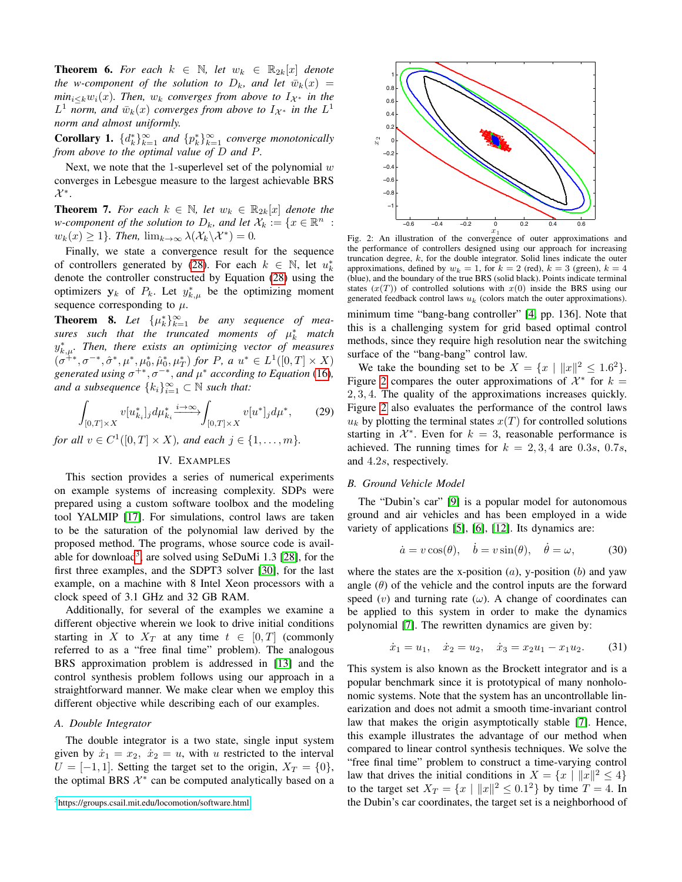**Theorem 6.** *For each $k \in \mathbb{N}$, let $w_k \in \mathbb{R}_{2k}[x]$ denote the w-component of the solution to $D_k$, and let $\bar{w}_k(x) = min_{i \le k} w_i(x)$. Then, $w_k$ converges from above to $I_{\mathcal{X}^*}$ in the $L^1$ norm, and $\bar{w}_k(x)$ converges from above to $I_{\mathcal{X}^*}$ in the $L^1$ norm and almost uniformly.*

**Corollary 1.** *$\{d_k^*\}_{k=1}^{\infty}$ and $\{p_k^*\}_{k=1}^{\infty}$ converge monotonically from above to the optimal value of $D$ and $P$.*

Next, we note that the 1-superlevel set of the polynomial $w$ converges in Lebesgue measure to the largest achievable BRS $\mathcal{X}^*$.

**Theorem 7.** *For each $k \in \mathbb{N}$, let $w_k \in \mathbb{R}_{2k}[x]$ denote the w-component of the solution to $D_k$, and let $\mathcal{X}_k := \{x \in \mathbb{R}^n : w_k(x) \geq 1\}$. Then, $\lim_{k\to\infty} \lambda(\mathcal{X}_k \backslash \mathcal{X}^*) = 0$.*

Finally, we state a convergence result for the sequence of controllers generated by (28). For each $k \in \mathbb{N}$, let $u_k^*$ denote the controller constructed by Equation (28) using the optimizers $\mathbf{y}_k$ of $P_k$. Let $y_{k,\mu}^*$ be the optimizing moment sequence corresponding to $\mu$.

**Theorem 8.** *Let $\{\mu_k^*\}_{k=1}^{\infty}$ be any sequence of measures such that the truncated moments of $\mu_k^*$ match $y_{k,\mu}^*$. Then, there exists an optimizing vector of measures $(\sigma^{+*}, \sigma^{-*}, \hat{\sigma}^*, \mu^*, \mu_0^*, \hat{\mu}_0^*, \mu_T^*)$ for $P$, a $u^* \in L^1([0,T] \times X)$ generated using $\sigma^{+*}, \sigma^{-*}$, and $\mu^*$ according to Equation (16), and a subsequence $\{k_i\}_{i=1}^{\infty} \subset \mathbb{N}$ such that:*

$$\int_{[0,T]\times X} v[u_{k_i}^*]_j d\mu_{k_i}^* \xrightarrow{i\to\infty} \int_{[0,T]\times X} v[u^*]_j d\mu^*, \tag{29}$$

*for all $v \in C^1([0,T] \times X)$, and each $j \in \{1, \ldots, m\}$.*

## IV. Examples

This section provides a series of numerical experiments on example systems of increasing complexity. SDPs were prepared using a custom software toolbox and the modeling tool YALMIP [17]. For simulations, control laws are taken to be the saturation of the polynomial law derived by the proposed method. The programs, whose source code is available for download[3], are solved using SeDuMi 1.3 [28], for the first three examples, and the SDPT3 solver [30], for the last example, on a machine with 8 Intel Xeon processors with a clock speed of 3.1 GHz and 32 GB RAM.

Additionally, for several of the examples we examine a different objective wherein we look to drive initial conditions starting in $X$ to $X_T$ at any time $t \in [0,T]$ (commonly referred to as a "free final time" problem). The analogous BRS approximation problem is addressed in [13] and the control synthesis problem follows using our approach in a straightforward manner. We make clear when we employ this different objective while describing each of our examples.

### A. Double Integrator

The double integrator is a two state, single input system given by $\dot{x}_1 = x_2$, $\dot{x}_2 = u$, with $u$ restricted to the interval $U = [-1, 1]$. Setting the target set to the origin, $X_T = \{0\}$, the optimal BRS $\mathcal{X}^*$ can be computed analytically based on a minimum time "bang-bang controller" [4, pp. 136]. Note that this is a challenging system for grid based optimal control methods, since they require high resolution near the switching surface of the "bang-bang" control law.

[3] https://groups.csail.mit.edu/locomotion/software.html

Fig. 2: An illustration of the convergence of outer approximations and the performance of controllers designed using our approach for increasing truncation degree, $k$, for the double integrator. Solid lines indicate the outer approximations, defined by $w_k = 1$, for $k = 2$ (red), $k = 3$ (green), $k = 4$ (blue), and the boundary of the true BRS (solid black). Points indicate terminal states ($x(T)$) of controlled solutions with $x(0)$ inside the BRS using our generated feedback control laws $u_k$ (colors match the outer approximations).

We take the bounding set to be $X = \{x \mid \|x\|^2 \leq 1.6^2\}$. Figure 2 compares the outer approximations of $\mathcal{X}^*$ for $k = 2, 3, 4$. The quality of the approximations increases quickly. Figure 2 also evaluates the performance of the control laws $u_k$ by plotting the terminal states $x(T)$ for controlled solutions starting in $\mathcal{X}^*$. Even for $k = 3$, reasonable performance is achieved. The running times for $k = 2, 3, 4$ are $0.3s$, $0.7s$, and $4.2s$, respectively.

### B. Ground Vehicle Model

The "Dubin's car" [9] is a popular model for autonomous ground and air vehicles and has been employed in a wide variety of applications [5], [6], [12]. Its dynamics are:

$$\dot{a} = v\cos(\theta), \quad \dot{b} = v\sin(\theta), \quad \dot{\theta} = \omega, \tag{30}$$

where the states are the x-position ($a$), y-position ($b$) and yaw angle ($\theta$) of the vehicle and the control inputs are the forward speed ($v$) and turning rate ($\omega$). A change of coordinates can be applied to this system in order to make the dynamics polynomial [7]. The rewritten dynamics are given by:

$$\dot{x}_1 = u_1, \quad \dot{x}_2 = u_2, \quad \dot{x}_3 = x_2 u_1 - x_1 u_2. \tag{31}$$

This system is also known as the Brockett integrator and is a popular benchmark since it is prototypical of many nonholonomic systems. Note that the system has an uncontrollable linearization and does not admit a smooth time-invariant control law that makes the origin asymptotically stable [7]. Hence, this example illustrates the advantage of our method when compared to linear control synthesis techniques. We solve the "free final time" problem to construct a time-varying control law that drives the initial conditions in $X = \{x \mid \|x\|^2 \leq 4\}$ to the target set $X_T = \{x \mid \|x\|^2 \leq 0.1^2\}$ by time $T = 4$. In the Dubin's car coordinates, the target set is a neighborhood of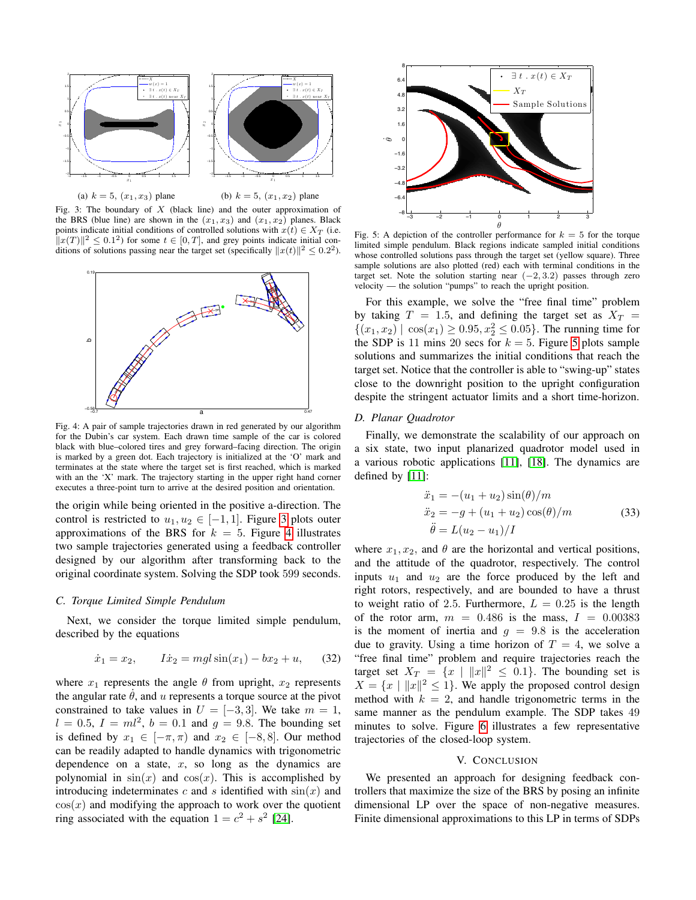(a) $k = 5$, $(x_1, x_3)$ plane

(b) $k = 5$, $(x_1, x_2)$ plane

Fig. 3: The boundary of $X$ (black line) and the outer approximation of the BRS (blue line) are shown in the $(x_1, x_3)$ and $(x_1, x_2)$ planes. Black points indicate initial conditions of controlled solutions with $x(t) \in X_T$ (i.e. $\|x(T)\|^2 \leq 0.1^2$) for some $t \in [0, T]$, and grey points indicate initial conditions of solutions passing near the target set (specifically $\|x(t)\|^2 \leq 0.2^2$).

Fig. 4: A pair of sample trajectories drawn in red generated by our algorithm for the Dubin's car system. Each drawn time sample of the car is colored black with blue–colored tires and grey forward–facing direction. The origin is marked by a green dot. Each trajectory is initialized at the 'O' mark and terminates at the state where the target set is first reached, which is marked with an the 'X' mark. The trajectory starting in the upper right hand corner executes a three-point turn to arrive at the desired position and orientation.

the origin while being oriented in the positive a-direction. The control is restricted to $u_1, u_2 \in [-1, 1]$. Figure 3 plots outer approximations of the BRS for $k = 5$. Figure 4 illustrates two sample trajectories generated using a feedback controller designed by our algorithm after transforming back to the original coordinate system. Solving the SDP took 599 seconds.

### C. Torque Limited Simple Pendulum

Next, we consider the torque limited simple pendulum, described by the equations

$$\dot{x}_1 = x_2, \qquad I\dot{x}_2 = mgl\sin(x_1) - bx_2 + u, \tag{32}$$

where $x_1$ represents the angle $\theta$ from upright, $x_2$ represents the angular rate $\dot{\theta}$, and $u$ represents a torque source at the pivot constrained to take values in $U = [-3, 3]$. We take $m = 1$, $l = 0.5$, $I = ml^2$, $b = 0.1$ and $g = 9.8$. The bounding set is defined by $x_1 \in [-\pi, \pi)$ and $x_2 \in [-8, 8]$. Our method can be readily adapted to handle dynamics with trigonometric dependence on a state, $x$, so long as the dynamics are polynomial in $\sin(x)$ and $\cos(x)$. This is accomplished by introducing indeterminates $c$ and $s$ identified with $\sin(x)$ and $\cos(x)$ and modifying the approach to work over the quotient ring associated with the equation $1 = c^2 + s^2$ [24].

Fig. 5: A depiction of the controller performance for $k = 5$ for the torque limited simple pendulum. Black regions indicate sampled initial conditions whose controlled solutions pass through the target set (yellow square). Three sample solutions are also plotted (red) each with terminal conditions in the target set. Note the solution starting near $(-2, 3.2)$ passes through zero velocity — the solution "pumps" to reach the upright position.

For this example, we solve the "free final time" problem by taking $T = 1.5$, and defining the target set as $X_T = \{(x_1, x_2) \mid \cos(x_1) \geq 0.95, x_2^2 \leq 0.05\}$. The running time for the SDP is 11 mins 20 secs for $k = 5$. Figure 5 plots sample solutions and summarizes the initial conditions that reach the target set. Notice that the controller is able to "swing-up" states close to the downright position to the upright configuration despite the stringent actuator limits and a short time-horizon.

### D. Planar Quadrotor

Finally, we demonstrate the scalability of our approach on a six state, two input planarized quadrotor model used in a various robotic applications [11], [18]. The dynamics are defined by [11]:

$$\begin{aligned}
\ddot{x}_1 &= -(u_1 + u_2)\sin(\theta)/m \\
\ddot{x}_2 &= -g + (u_1 + u_2)\cos(\theta)/m \\
\ddot{\theta} &= L(u_2 - u_1)/I
\end{aligned} \tag{33}$$

where $x_1, x_2$, and $\theta$ are the horizontal and vertical positions, and the attitude of the quadrotor, respectively. The control inputs $u_1$ and $u_2$ are the force produced by the left and right rotors, respectively, and are bounded to have a thrust to weight ratio of 2.5. Furthermore, $L = 0.25$ is the length of the rotor arm, $m = 0.486$ is the mass, $I = 0.00383$ is the moment of inertia and $g = 9.8$ is the acceleration due to gravity. Using a time horizon of $T = 4$, we solve a "free final time" problem and require trajectories reach the target set $X_T = \{x \mid \|x\|^2 \leq 0.1\}$. The bounding set is $X = \{x \mid \|x\|^2 \leq 1\}$. We apply the proposed control design method with $k = 2$, and handle trigonometric terms in the same manner as the pendulum example. The SDP takes 49 minutes to solve. Figure 6 illustrates a few representative trajectories of the closed-loop system.

## V. Conclusion

We presented an approach for designing feedback controllers that maximize the size of the BRS by posing an infinite dimensional LP over the space of non-negative measures. Finite dimensional approximations to this LP in terms of SDPs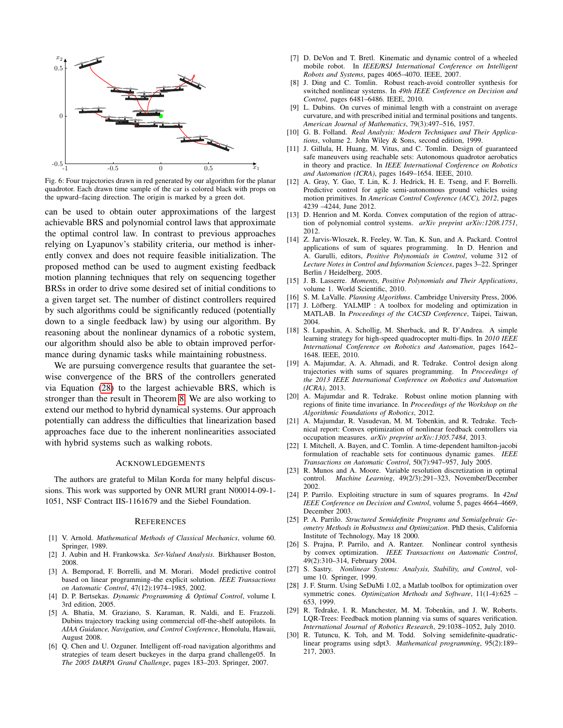$x_2$
0.5
0
-0.5
-1
-0.5
0
0.5
$x_1$

Fig. 6: Four trajectories drawn in red generated by our algorithm for the planar quadrotor. Each drawn time sample of the car is colored black with props on the upward–facing direction. The origin is marked by a green dot.

can be used to obtain outer approximations of the largest achievable BRS and polynomial control laws that approximate the optimal control law. In contrast to previous approaches relying on Lyapunov's stability criteria, our method is inherently convex and does not require feasible initialization. The proposed method can be used to augment existing feedback motion planning techniques that rely on sequencing together BRSs in order to drive some desired set of initial conditions to a given target set. The number of distinct controllers required by such algorithms could be significantly reduced (potentially down to a single feedback law) by using our algorithm. By reasoning about the nonlinear dynamics of a robotic system, our algorithm should also be able to obtain improved performance during dynamic tasks while maintaining robustness.

We are pursuing convergence results that guarantee the set-wise convergence of the BRS of the controllers generated via Equation (28) to the largest achievable BRS, which is stronger than the result in Theorem 8. We are also working to extend our method to hybrid dynamical systems. Our approach potentially can address the difficulties that linearization based approaches face due to the inherent nonlinearities associated with hybrid systems such as walking robots.

## Acknowledgements

The authors are grateful to Milan Korda for many helpful discussions. This work was supported by ONR MURI grant N00014-09-1-1051, NSF Contract IIS-1161679 and the Siebel Foundation.

## References

[1] V. Arnold. *Mathematical Methods of Classical Mechanics*, volume 60. Springer, 1989.

[2] J. Aubin and H. Frankowska. *Set-Valued Analysis*. Birkhauser Boston, 2008.

[3] A. Bemporad, F. Borrelli, and M. Morari. Model predictive control based on linear programming–the explicit solution. *IEEE Transactions on Automatic Control*, 47(12):1974–1985, 2002.

[4] D. P. Bertsekas. *Dynamic Programming & Optimal Control*, volume I. 3rd edition, 2005.

[5] A. Bhatia, M. Graziano, S. Karaman, R. Naldi, and E. Frazzoli. Dubins trajectory tracking using commercial off-the-shelf autopilots. In *AIAA Guidance, Navigation, and Control Conference*, Honolulu, Hawaii, August 2008.

[6] Q. Chen and U. Ozguner. Intelligent off-road navigation algorithms and strategies of team desert buckeyes in the darpa grand challenge05. In *The 2005 DARPA Grand Challenge*, pages 183–203. Springer, 2007.

[7] D. DeVon and T. Bretl. Kinematic and dynamic control of a wheeled mobile robot. In *IEEE/RSJ International Conference on Intelligent Robots and Systems*, pages 4065–4070. IEEE, 2007.

[8] J. Ding and C. Tomlin. Robust reach-avoid controller synthesis for switched nonlinear systems. In *49th IEEE Conference on Decision and Control*, pages 6481–6486. IEEE, 2010.

[9] L. Dubins. On curves of minimal length with a constraint on average curvature, and with prescribed initial and terminal positions and tangents. *American Journal of Mathematics*, 79(3):497–516, 1957.

[10] G. B. Folland. *Real Analysis: Modern Techniques and Their Applications*, volume 2. John Wiley & Sons, second edition, 1999.

[11] J. Gillula, H. Huang, M. Vitus, and C. Tomlin. Design of guaranteed safe maneuvers using reachable sets: Autonomous quadrotor aerobatics in theory and practice. In *IEEE International Conference on Robotics and Automation (ICRA)*, pages 1649–1654. IEEE, 2010.

[12] A. Gray, Y. Gao, T. Lin, K. J. Hedrick, H. E. Tseng, and F. Borrelli. Predictive control for agile semi-autonomous ground vehicles using motion primitives. In *American Control Conference (ACC), 2012*, pages 4239 –4244, June 2012.

[13] D. Henrion and M. Korda. Convex computation of the region of attraction of polynomial control systems. *arXiv preprint arXiv:1208.1751*, 2012.

[14] Z. Jarvis-Wloszek, R. Feeley, W. Tan, K. Sun, and A. Packard. Control applications of sum of squares programming. In D. Henrion and A. Garulli, editors, *Positive Polynomials in Control*, volume 312 of *Lecture Notes in Control and Information Sciences*, pages 3–22. Springer Berlin / Heidelberg, 2005.

[15] J. B. Lasserre. *Moments, Positive Polynomials and Their Applications*, volume 1. World Scientific, 2010.

[16] S. M. LaValle. *Planning Algorithms*. Cambridge University Press, 2006.

[17] J. Löfberg. YALMIP : A toolbox for modeling and optimization in MATLAB. In *Proceedings of the CACSD Conference*, Taipei, Taiwan, 2004.

[18] S. Lupashin, A. Schollig, M. Sherback, and R. D'Andrea. A simple learning strategy for high-speed quadrocopter multi-flips. In *2010 IEEE International Conference on Robotics and Automation*, pages 1642–1648. IEEE, 2010.

[19] A. Majumdar, A. A. Ahmadi, and R. Tedrake. Control design along trajectories with sums of squares programming. In *Proceedings of the 2013 IEEE International Conference on Robotics and Automation (ICRA)*, 2013.

[20] A. Majumdar and R. Tedrake. Robust online motion planning with regions of finite time invariance. In *Proceedings of the Workshop on the Algorithmic Foundations of Robotics*, 2012.

[21] A. Majumdar, R. Vasudevan, M. M. Tobenkin, and R. Tedrake. Technical report: Convex optimization of nonlinear feedback controllers via occupation measures. *arXiv preprint arXiv:1305.7484*, 2013.

[22] I. Mitchell, A. Bayen, and C. Tomlin. A time-dependent hamilton-jacobi formulation of reachable sets for continuous dynamic games. *IEEE Transactions on Automatic Control*, 50(7):947–957, July 2005.

[23] R. Munos and A. Moore. Variable resolution discretization in optimal control. *Machine Learning*, 49(2/3):291–323, November/December 2002.

[24] P. Parrilo. Exploiting structure in sum of squares programs. In *42nd IEEE Conference on Decision and Control*, volume 5, pages 4664–4669, December 2003.

[25] P. A. Parrilo. *Structured Semidefinite Programs and Semialgebraic Geometry Methods in Robustness and Optimization*. PhD thesis, California Institute of Technology, May 18 2000.

[26] S. Prajna, P. Parrilo, and A. Rantzer. Nonlinear control synthesis by convex optimization. *IEEE Transactions on Automatic Control*, 49(2):310–314, February 2004.

[27] S. Sastry. *Nonlinear Systems: Analysis, Stability, and Control*, volume 10. Springer, 1999.

[28] J. F. Sturm. Using SeDuMi 1.02, a Matlab toolbox for optimization over symmetric cones. *Optimization Methods and Software*, 11(1-4):625 – 653, 1999.

[29] R. Tedrake, I. R. Manchester, M. M. Tobenkin, and J. W. Roberts. LQR-Trees: Feedback motion planning via sums of squares verification. *International Journal of Robotics Research*, 29:1038–1052, July 2010.

[30] R. Tutuncu, K. Toh, and M. Todd. Solving semidefinite-quadratic-linear programs using sdpt3. *Mathematical programming*, 95(2):189–217, 2003.